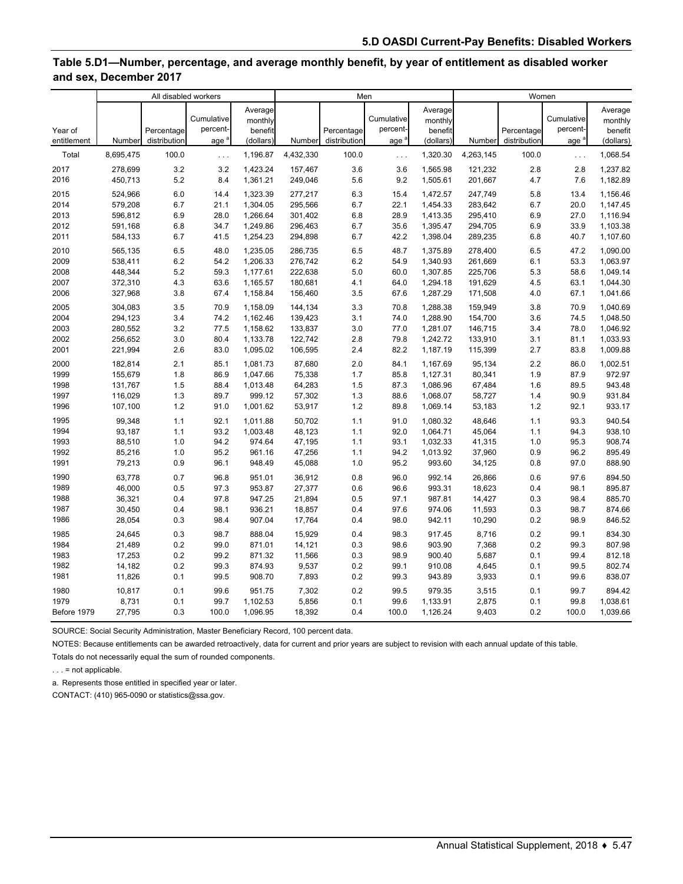## Table 5.D1—Number, percentage, and average monthly benefit, by year of entitlement as disabled worker and sex, December 2017

| Year of entitlement | All disabled workers | | | | Men | | | | Women | | | |
|---|---|---|---|---|---|---|---|---|---|---|---|---|
| | Number | Percentage distribution | Cumulative percentage [a] | Average monthly benefit (dollars) | Number | Percentage distribution | Cumulative percentage [a] | Average monthly benefit (dollars) | Number | Percentage distribution | Cumulative percentage [a] | Average monthly benefit (dollars) |
| Total | 8,695,475 | 100.0 | . . . | 1,196.87 | 4,432,330 | 100.0 | . . . | 1,320.30 | 4,263,145 | 100.0 | . . . | 1,068.54 |
| 2017 | 278,699 | 3.2 | 3.2 | 1,423.24 | 157,467 | 3.6 | 3.6 | 1,565.98 | 121,232 | 2.8 | 2.8 | 1,237.82 |
| 2016 | 450,713 | 5.2 | 8.4 | 1,361.21 | 249,046 | 5.6 | 9.2 | 1,505.61 | 201,667 | 4.7 | 7.6 | 1,182.89 |
| 2015 | 524,966 | 6.0 | 14.4 | 1,323.39 | 277,217 | 6.3 | 15.4 | 1,472.57 | 247,749 | 5.8 | 13.4 | 1,156.46 |
| 2014 | 579,208 | 6.7 | 21.1 | 1,304.05 | 295,566 | 6.7 | 22.1 | 1,454.33 | 283,642 | 6.7 | 20.0 | 1,147.45 |
| 2013 | 596,812 | 6.9 | 28.0 | 1,266.64 | 301,402 | 6.8 | 28.9 | 1,413.35 | 295,410 | 6.9 | 27.0 | 1,116.94 |
| 2012 | 591,168 | 6.8 | 34.7 | 1,249.86 | 296,463 | 6.7 | 35.6 | 1,395.47 | 294,705 | 6.9 | 33.9 | 1,103.38 |
| 2011 | 584,133 | 6.7 | 41.5 | 1,254.23 | 294,898 | 6.7 | 42.2 | 1,398.04 | 289,235 | 6.8 | 40.7 | 1,107.60 |
| 2010 | 565,135 | 6.5 | 48.0 | 1,235.05 | 286,735 | 6.5 | 48.7 | 1,375.89 | 278,400 | 6.5 | 47.2 | 1,090.00 |
| 2009 | 538,411 | 6.2 | 54.2 | 1,206.33 | 276,742 | 6.2 | 54.9 | 1,340.93 | 261,669 | 6.1 | 53.3 | 1,063.97 |
| 2008 | 448,344 | 5.2 | 59.3 | 1,177.61 | 222,638 | 5.0 | 60.0 | 1,307.85 | 225,706 | 5.3 | 58.6 | 1,049.14 |
| 2007 | 372,310 | 4.3 | 63.6 | 1,165.57 | 180,681 | 4.1 | 64.0 | 1,294.18 | 191,629 | 4.5 | 63.1 | 1,044.30 |
| 2006 | 327,968 | 3.8 | 67.4 | 1,158.84 | 156,460 | 3.5 | 67.6 | 1,287.29 | 171,508 | 4.0 | 67.1 | 1,041.66 |
| 2005 | 304,083 | 3.5 | 70.9 | 1,158.09 | 144,134 | 3.3 | 70.8 | 1,288.38 | 159,949 | 3.8 | 70.9 | 1,040.69 |
| 2004 | 294,123 | 3.4 | 74.2 | 1,162.46 | 139,423 | 3.1 | 74.0 | 1,288.90 | 154,700 | 3.6 | 74.5 | 1,048.50 |
| 2003 | 280,552 | 3.2 | 77.5 | 1,158.62 | 133,837 | 3.0 | 77.0 | 1,281.07 | 146,715 | 3.4 | 78.0 | 1,046.92 |
| 2002 | 256,652 | 3.0 | 80.4 | 1,133.78 | 122,742 | 2.8 | 79.8 | 1,242.72 | 133,910 | 3.1 | 81.1 | 1,033.93 |
| 2001 | 221,994 | 2.6 | 83.0 | 1,095.02 | 106,595 | 2.4 | 82.2 | 1,187.19 | 115,399 | 2.7 | 83.8 | 1,009.88 |
| 2000 | 182,814 | 2.1 | 85.1 | 1,081.73 | 87,680 | 2.0 | 84.1 | 1,167.69 | 95,134 | 2.2 | 86.0 | 1,002.51 |
| 1999 | 155,679 | 1.8 | 86.9 | 1,047.66 | 75,338 | 1.7 | 85.8 | 1,127.31 | 80,341 | 1.9 | 87.9 | 972.97 |
| 1998 | 131,767 | 1.5 | 88.4 | 1,013.48 | 64,283 | 1.5 | 87.3 | 1,086.96 | 67,484 | 1.6 | 89.5 | 943.48 |
| 1997 | 116,029 | 1.3 | 89.7 | 999.12 | 57,302 | 1.3 | 88.6 | 1,068.07 | 58,727 | 1.4 | 90.9 | 931.84 |
| 1996 | 107,100 | 1.2 | 91.0 | 1,001.62 | 53,917 | 1.2 | 89.8 | 1,069.14 | 53,183 | 1.2 | 92.1 | 933.17 |
| 1995 | 99,348 | 1.1 | 92.1 | 1,011.88 | 50,702 | 1.1 | 91.0 | 1,080.32 | 48,646 | 1.1 | 93.3 | 940.54 |
| 1994 | 93,187 | 1.1 | 93.2 | 1,003.48 | 48,123 | 1.1 | 92.0 | 1,064.71 | 45,064 | 1.1 | 94.3 | 938.10 |
| 1993 | 88,510 | 1.0 | 94.2 | 974.64 | 47,195 | 1.1 | 93.1 | 1,032.33 | 41,315 | 1.0 | 95.3 | 908.74 |
| 1992 | 85,216 | 1.0 | 95.2 | 961.16 | 47,256 | 1.1 | 94.2 | 1,013.92 | 37,960 | 0.9 | 96.2 | 895.49 |
| 1991 | 79,213 | 0.9 | 96.1 | 948.49 | 45,088 | 1.0 | 95.2 | 993.60 | 34,125 | 0.8 | 97.0 | 888.90 |
| 1990 | 63,778 | 0.7 | 96.8 | 951.01 | 36,912 | 0.8 | 96.0 | 992.14 | 26,866 | 0.6 | 97.6 | 894.50 |
| 1989 | 46,000 | 0.5 | 97.3 | 953.87 | 27,377 | 0.6 | 96.6 | 993.31 | 18,623 | 0.4 | 98.1 | 895.87 |
| 1988 | 36,321 | 0.4 | 97.8 | 947.25 | 21,894 | 0.5 | 97.1 | 987.81 | 14,427 | 0.3 | 98.4 | 885.70 |
| 1987 | 30,450 | 0.4 | 98.1 | 936.21 | 18,857 | 0.4 | 97.6 | 974.06 | 11,593 | 0.3 | 98.7 | 874.66 |
| 1986 | 28,054 | 0.3 | 98.4 | 907.04 | 17,764 | 0.4 | 98.0 | 942.11 | 10,290 | 0.2 | 98.9 | 846.52 |
| 1985 | 24,645 | 0.3 | 98.7 | 888.04 | 15,929 | 0.4 | 98.3 | 917.45 | 8,716 | 0.2 | 99.1 | 834.30 |
| 1984 | 21,489 | 0.2 | 99.0 | 871.01 | 14,121 | 0.3 | 98.6 | 903.90 | 7,368 | 0.2 | 99.3 | 807.98 |
| 1983 | 17,253 | 0.2 | 99.2 | 871.32 | 11,566 | 0.3 | 98.9 | 900.40 | 5,687 | 0.1 | 99.4 | 812.18 |
| 1982 | 14,182 | 0.2 | 99.3 | 874.93 | 9,537 | 0.2 | 99.1 | 910.08 | 4,645 | 0.1 | 99.5 | 802.74 |
| 1981 | 11,826 | 0.1 | 99.5 | 908.70 | 7,893 | 0.2 | 99.3 | 943.89 | 3,933 | 0.1 | 99.6 | 838.07 |
| 1980 | 10,817 | 0.1 | 99.6 | 951.75 | 7,302 | 0.2 | 99.5 | 979.35 | 3,515 | 0.1 | 99.7 | 894.42 |
| 1979 | 8,731 | 0.1 | 99.7 | 1,102.53 | 5,856 | 0.1 | 99.6 | 1,133.91 | 2,875 | 0.1 | 99.8 | 1,038.61 |
| Before 1979 | 27,795 | 0.3 | 100.0 | 1,096.95 | 18,392 | 0.4 | 100.0 | 1,126.24 | 9,403 | 0.2 | 100.0 | 1,039.66 |

SOURCE: Social Security Administration, Master Beneficiary Record, 100 percent data.

NOTES: Because entitlements can be awarded retroactively, data for current and prior years are subject to revision with each annual update of this table.

Totals do not necessarily equal the sum of rounded components.

. . . = not applicable.

a. Represents those entitled in specified year or later.

CONTACT: (410) 965-0090 or statistics@ssa.gov.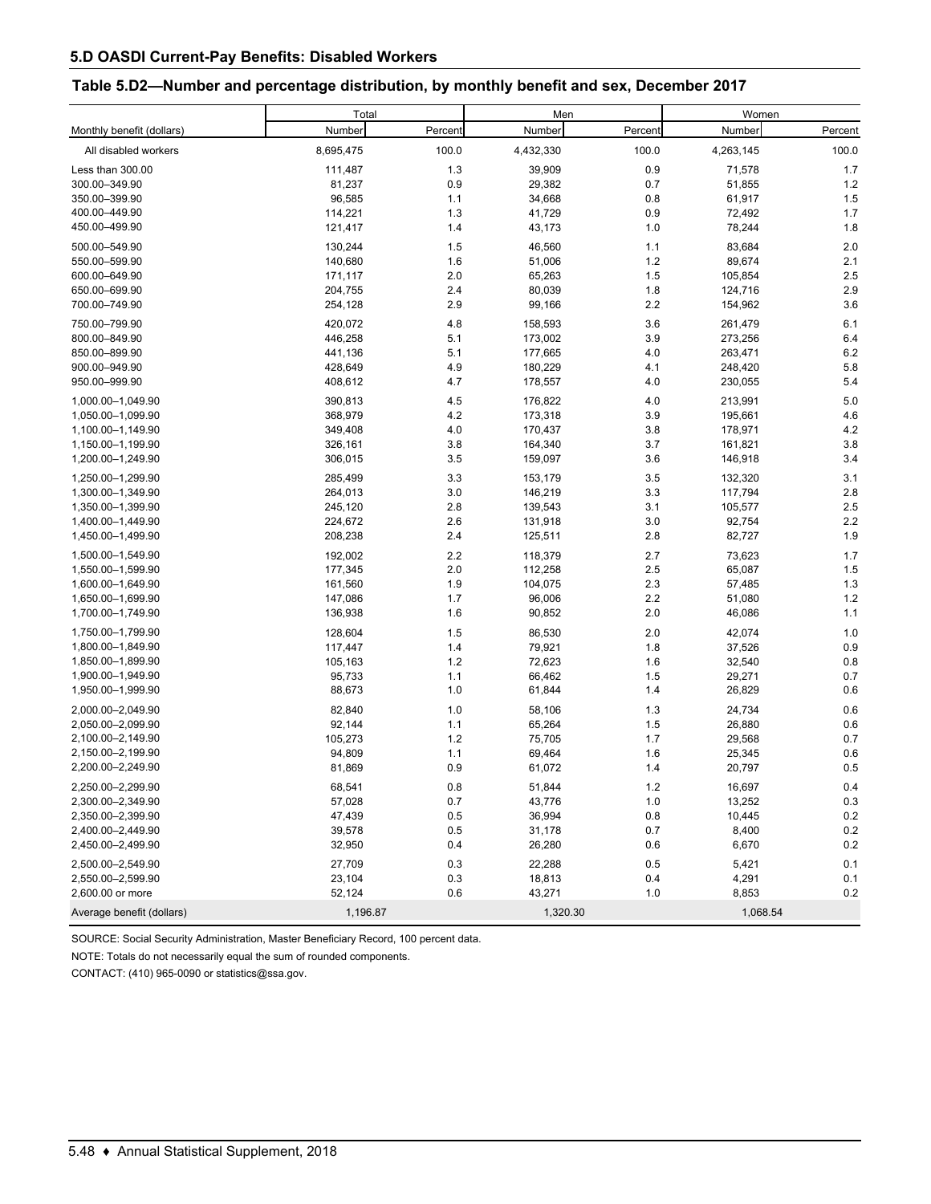## 5.D OASDI Current-Pay Benefits: Disabled Workers

### Table 5.D2—Number and percentage distribution, by monthly benefit and sex, December 2017

| Monthly benefit (dollars) | Total | | Men | | Women | |
|---|---|---|---|---|---|---|
| | Number | Percent | Number | Percent | Number | Percent |
| All disabled workers | 8,695,475 | 100.0 | 4,432,330 | 100.0 | 4,263,145 | 100.0 |
| Less than 300.00 | 111,487 | 1.3 | 39,909 | 0.9 | 71,578 | 1.7 |
| 300.00–349.90 | 81,237 | 0.9 | 29,382 | 0.7 | 51,855 | 1.2 |
| 350.00–399.90 | 96,585 | 1.1 | 34,668 | 0.8 | 61,917 | 1.5 |
| 400.00–449.90 | 114,221 | 1.3 | 41,729 | 0.9 | 72,492 | 1.7 |
| 450.00–499.90 | 121,417 | 1.4 | 43,173 | 1.0 | 78,244 | 1.8 |
| 500.00–549.90 | 130,244 | 1.5 | 46,560 | 1.1 | 83,684 | 2.0 |
| 550.00–599.90 | 140,680 | 1.6 | 51,006 | 1.2 | 89,674 | 2.1 |
| 600.00–649.90 | 171,117 | 2.0 | 65,263 | 1.5 | 105,854 | 2.5 |
| 650.00–699.90 | 204,755 | 2.4 | 80,039 | 1.8 | 124,716 | 2.9 |
| 700.00–749.90 | 254,128 | 2.9 | 99,166 | 2.2 | 154,962 | 3.6 |
| 750.00–799.90 | 420,072 | 4.8 | 158,593 | 3.6 | 261,479 | 6.1 |
| 800.00–849.90 | 446,258 | 5.1 | 173,002 | 3.9 | 273,256 | 6.4 |
| 850.00–899.90 | 441,136 | 5.1 | 177,665 | 4.0 | 263,471 | 6.2 |
| 900.00–949.90 | 428,649 | 4.9 | 180,229 | 4.1 | 248,420 | 5.8 |
| 950.00–999.90 | 408,612 | 4.7 | 178,557 | 4.0 | 230,055 | 5.4 |
| 1,000.00–1,049.90 | 390,813 | 4.5 | 176,822 | 4.0 | 213,991 | 5.0 |
| 1,050.00–1,099.90 | 368,979 | 4.2 | 173,318 | 3.9 | 195,661 | 4.6 |
| 1,100.00–1,149.90 | 349,408 | 4.0 | 170,437 | 3.8 | 178,971 | 4.2 |
| 1,150.00–1,199.90 | 326,161 | 3.8 | 164,340 | 3.7 | 161,821 | 3.8 |
| 1,200.00–1,249.90 | 306,015 | 3.5 | 159,097 | 3.6 | 146,918 | 3.4 |
| 1,250.00–1,299.90 | 285,499 | 3.3 | 153,179 | 3.5 | 132,320 | 3.1 |
| 1,300.00–1,349.90 | 264,013 | 3.0 | 146,219 | 3.3 | 117,794 | 2.8 |
| 1,350.00–1,399.90 | 245,120 | 2.8 | 139,543 | 3.1 | 105,577 | 2.5 |
| 1,400.00–1,449.90 | 224,672 | 2.6 | 131,918 | 3.0 | 92,754 | 2.2 |
| 1,450.00–1,499.90 | 208,238 | 2.4 | 125,511 | 2.8 | 82,727 | 1.9 |
| 1,500.00–1,549.90 | 192,002 | 2.2 | 118,379 | 2.7 | 73,623 | 1.7 |
| 1,550.00–1,599.90 | 177,345 | 2.0 | 112,258 | 2.5 | 65,087 | 1.5 |
| 1,600.00–1,649.90 | 161,560 | 1.9 | 104,075 | 2.3 | 57,485 | 1.3 |
| 1,650.00–1,699.90 | 147,086 | 1.7 | 96,006 | 2.2 | 51,080 | 1.2 |
| 1,700.00–1,749.90 | 136,938 | 1.6 | 90,852 | 2.0 | 46,086 | 1.1 |
| 1,750.00–1,799.90 | 128,604 | 1.5 | 86,530 | 2.0 | 42,074 | 1.0 |
| 1,800.00–1,849.90 | 117,447 | 1.4 | 79,921 | 1.8 | 37,526 | 0.9 |
| 1,850.00–1,899.90 | 105,163 | 1.2 | 72,623 | 1.6 | 32,540 | 0.8 |
| 1,900.00–1,949.90 | 95,733 | 1.1 | 66,462 | 1.5 | 29,271 | 0.7 |
| 1,950.00–1,999.90 | 88,673 | 1.0 | 61,844 | 1.4 | 26,829 | 0.6 |
| 2,000.00–2,049.90 | 82,840 | 1.0 | 58,106 | 1.3 | 24,734 | 0.6 |
| 2,050.00–2,099.90 | 92,144 | 1.1 | 65,264 | 1.5 | 26,880 | 0.6 |
| 2,100.00–2,149.90 | 105,273 | 1.2 | 75,705 | 1.7 | 29,568 | 0.7 |
| 2,150.00–2,199.90 | 94,809 | 1.1 | 69,464 | 1.6 | 25,345 | 0.6 |
| 2,200.00–2,249.90 | 81,869 | 0.9 | 61,072 | 1.4 | 20,797 | 0.5 |
| 2,250.00–2,299.90 | 68,541 | 0.8 | 51,844 | 1.2 | 16,697 | 0.4 |
| 2,300.00–2,349.90 | 57,028 | 0.7 | 43,776 | 1.0 | 13,252 | 0.3 |
| 2,350.00–2,399.90 | 47,439 | 0.5 | 36,994 | 0.8 | 10,445 | 0.2 |
| 2,400.00–2,449.90 | 39,578 | 0.5 | 31,178 | 0.7 | 8,400 | 0.2 |
| 2,450.00–2,499.90 | 32,950 | 0.4 | 26,280 | 0.6 | 6,670 | 0.2 |
| 2,500.00–2,549.90 | 27,709 | 0.3 | 22,288 | 0.5 | 5,421 | 0.1 |
| 2,550.00–2,599.90 | 23,104 | 0.3 | 18,813 | 0.4 | 4,291 | 0.1 |
| 2,600.00 or more | 52,124 | 0.6 | 43,271 | 1.0 | 8,853 | 0.2 |
| Average benefit (dollars) | 1,196.87 | | 1,320.30 | | 1,068.54 | |

SOURCE: Social Security Administration, Master Beneficiary Record, 100 percent data.

NOTE: Totals do not necessarily equal the sum of rounded components.

CONTACT: (410) 965-0090 or statistics@ssa.gov.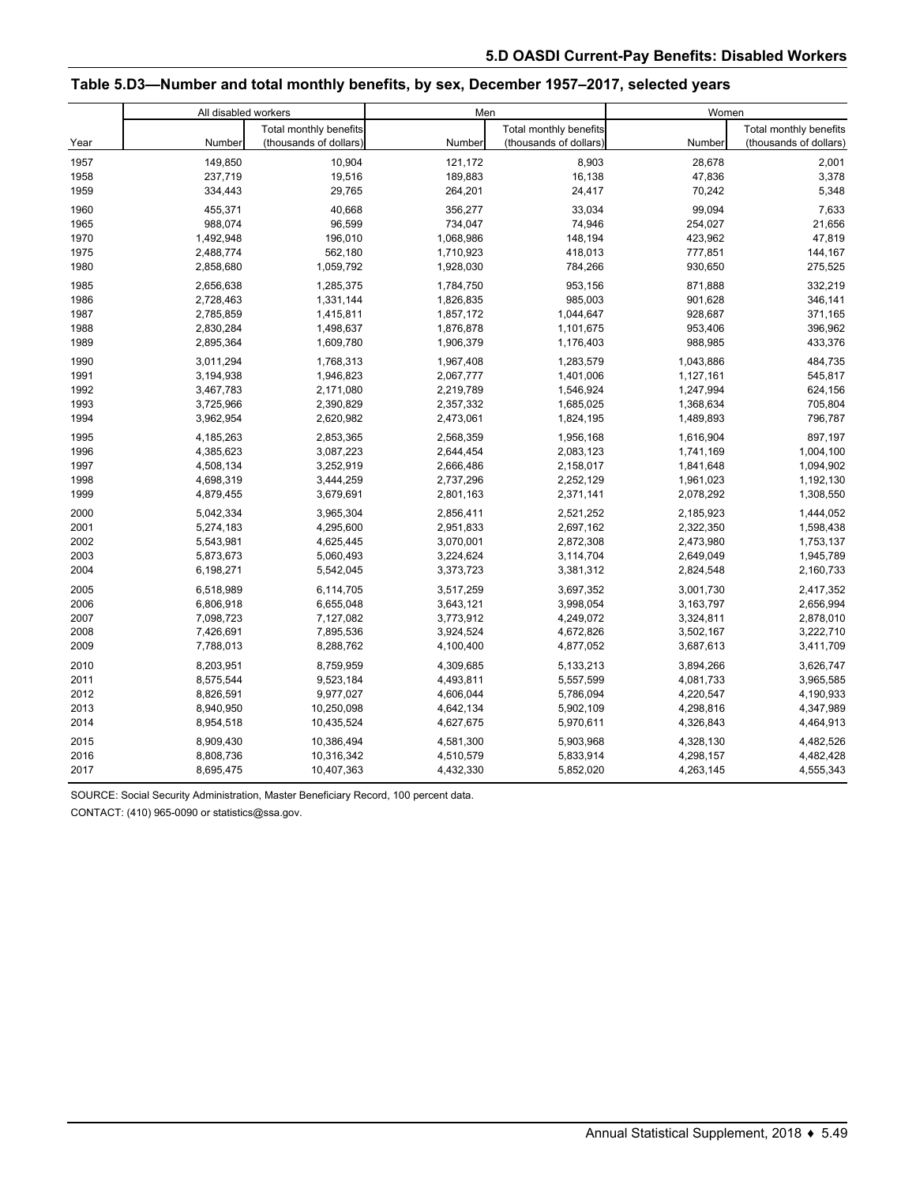## Table 5.D3—Number and total monthly benefits, by sex, December 1957–2017, selected years

| Year | All disabled workers | | Men | | Women | |
|---|---|---|---|---|---|---|
| | Number | Total monthly benefits (thousands of dollars) | Number | Total monthly benefits (thousands of dollars) | Number | Total monthly benefits (thousands of dollars) |
| 1957 | 149,850 | 10,904 | 121,172 | 8,903 | 28,678 | 2,001 |
| 1958 | 237,719 | 19,516 | 189,883 | 16,138 | 47,836 | 3,378 |
| 1959 | 334,443 | 29,765 | 264,201 | 24,417 | 70,242 | 5,348 |
| 1960 | 455,371 | 40,668 | 356,277 | 33,034 | 99,094 | 7,633 |
| 1965 | 988,074 | 96,599 | 734,047 | 74,946 | 254,027 | 21,656 |
| 1970 | 1,492,948 | 196,010 | 1,068,986 | 148,194 | 423,962 | 47,819 |
| 1975 | 2,488,774 | 562,180 | 1,710,923 | 418,013 | 777,851 | 144,167 |
| 1980 | 2,858,680 | 1,059,792 | 1,928,030 | 784,266 | 930,650 | 275,525 |
| 1985 | 2,656,638 | 1,285,375 | 1,784,750 | 953,156 | 871,888 | 332,219 |
| 1986 | 2,728,463 | 1,331,144 | 1,826,835 | 985,003 | 901,628 | 346,141 |
| 1987 | 2,785,859 | 1,415,811 | 1,857,172 | 1,044,647 | 928,687 | 371,165 |
| 1988 | 2,830,284 | 1,498,637 | 1,876,878 | 1,101,675 | 953,406 | 396,962 |
| 1989 | 2,895,364 | 1,609,780 | 1,906,379 | 1,176,403 | 988,985 | 433,376 |
| 1990 | 3,011,294 | 1,768,313 | 1,967,408 | 1,283,579 | 1,043,886 | 484,735 |
| 1991 | 3,194,938 | 1,946,823 | 2,067,777 | 1,401,006 | 1,127,161 | 545,817 |
| 1992 | 3,467,783 | 2,171,080 | 2,219,789 | 1,546,924 | 1,247,994 | 624,156 |
| 1993 | 3,725,966 | 2,390,829 | 2,357,332 | 1,685,025 | 1,368,634 | 705,804 |
| 1994 | 3,962,954 | 2,620,982 | 2,473,061 | 1,824,195 | 1,489,893 | 796,787 |
| 1995 | 4,185,263 | 2,853,365 | 2,568,359 | 1,956,168 | 1,616,904 | 897,197 |
| 1996 | 4,385,623 | 3,087,223 | 2,644,454 | 2,083,123 | 1,741,169 | 1,004,100 |
| 1997 | 4,508,134 | 3,252,919 | 2,666,486 | 2,158,017 | 1,841,648 | 1,094,902 |
| 1998 | 4,698,319 | 3,444,259 | 2,737,296 | 2,252,129 | 1,961,023 | 1,192,130 |
| 1999 | 4,879,455 | 3,679,691 | 2,801,163 | 2,371,141 | 2,078,292 | 1,308,550 |
| 2000 | 5,042,334 | 3,965,304 | 2,856,411 | 2,521,252 | 2,185,923 | 1,444,052 |
| 2001 | 5,274,183 | 4,295,600 | 2,951,833 | 2,697,162 | 2,322,350 | 1,598,438 |
| 2002 | 5,543,981 | 4,625,445 | 3,070,001 | 2,872,308 | 2,473,980 | 1,753,137 |
| 2003 | 5,873,673 | 5,060,493 | 3,224,624 | 3,114,704 | 2,649,049 | 1,945,789 |
| 2004 | 6,198,271 | 5,542,045 | 3,373,723 | 3,381,312 | 2,824,548 | 2,160,733 |
| 2005 | 6,518,989 | 6,114,705 | 3,517,259 | 3,697,352 | 3,001,730 | 2,417,352 |
| 2006 | 6,806,918 | 6,655,048 | 3,643,121 | 3,998,054 | 3,163,797 | 2,656,994 |
| 2007 | 7,098,723 | 7,127,082 | 3,773,912 | 4,249,072 | 3,324,811 | 2,878,010 |
| 2008 | 7,426,691 | 7,895,536 | 3,924,524 | 4,672,826 | 3,502,167 | 3,222,710 |
| 2009 | 7,788,013 | 8,288,762 | 4,100,400 | 4,877,052 | 3,687,613 | 3,411,709 |
| 2010 | 8,203,951 | 8,759,959 | 4,309,685 | 5,133,213 | 3,894,266 | 3,626,747 |
| 2011 | 8,575,544 | 9,523,184 | 4,493,811 | 5,557,599 | 4,081,733 | 3,965,585 |
| 2012 | 8,826,591 | 9,977,027 | 4,606,044 | 5,786,094 | 4,220,547 | 4,190,933 |
| 2013 | 8,940,950 | 10,250,098 | 4,642,134 | 5,902,109 | 4,298,816 | 4,347,989 |
| 2014 | 8,954,518 | 10,435,524 | 4,627,675 | 5,970,611 | 4,326,843 | 4,464,913 |
| 2015 | 8,909,430 | 10,386,494 | 4,581,300 | 5,903,968 | 4,328,130 | 4,482,526 |
| 2016 | 8,808,736 | 10,316,342 | 4,510,579 | 5,833,914 | 4,298,157 | 4,482,428 |
| 2017 | 8,695,475 | 10,407,363 | 4,432,330 | 5,852,020 | 4,263,145 | 4,555,343 |

SOURCE: Social Security Administration, Master Beneficiary Record, 100 percent data.

CONTACT: (410) 965-0090 or statistics@ssa.gov.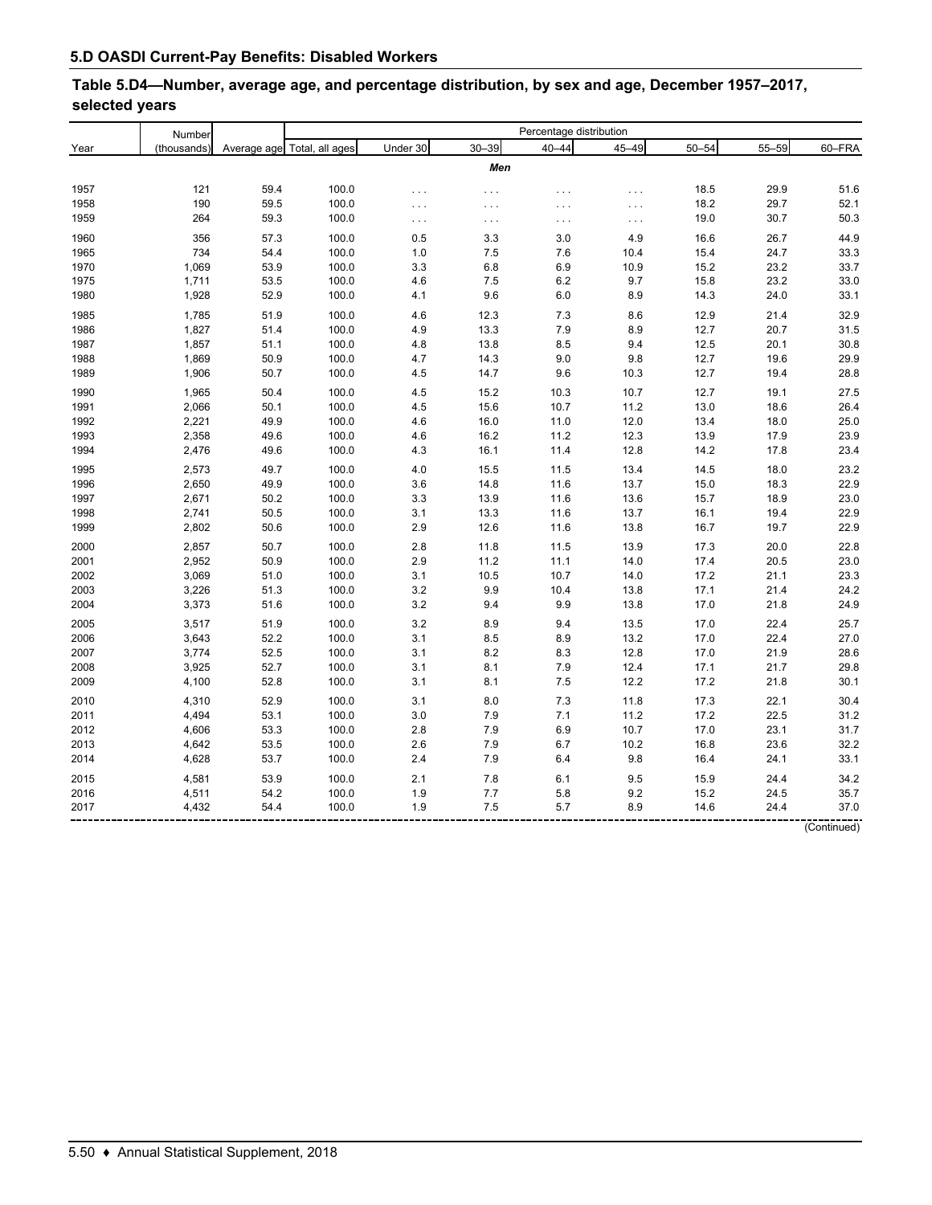## 5.D OASDI Current-Pay Benefits: Disabled Workers

### Table 5.D4—Number, average age, and percentage distribution, by sex and age, December 1957–2017, selected years

| Year | Number (thousands) | Average age | Percentage distribution | | | | | | | |
|---|---|---|---|---|---|---|---|---|---|---|
| | | | Total, all ages | Under 30 | 30–39 | 40–44 | 45–49 | 50–54 | 55–59 | 60–FRA |
| | | | | | | *Men* | | | | |
| 1957 | 121 | 59.4 | 100.0 | . . . | . . . | . . . | . . . | 18.5 | 29.9 | 51.6 |
| 1958 | 190 | 59.5 | 100.0 | . . . | . . . | . . . | . . . | 18.2 | 29.7 | 52.1 |
| 1959 | 264 | 59.3 | 100.0 | . . . | . . . | . . . | . . . | 19.0 | 30.7 | 50.3 |
| 1960 | 356 | 57.3 | 100.0 | 0.5 | 3.3 | 3.0 | 4.9 | 16.6 | 26.7 | 44.9 |
| 1965 | 734 | 54.4 | 100.0 | 1.0 | 7.5 | 7.6 | 10.4 | 15.4 | 24.7 | 33.3 |
| 1970 | 1,069 | 53.9 | 100.0 | 3.3 | 6.8 | 6.9 | 10.9 | 15.2 | 23.2 | 33.7 |
| 1975 | 1,711 | 53.5 | 100.0 | 4.6 | 7.5 | 6.2 | 9.7 | 15.8 | 23.2 | 33.0 |
| 1980 | 1,928 | 52.9 | 100.0 | 4.1 | 9.6 | 6.0 | 8.9 | 14.3 | 24.0 | 33.1 |
| 1985 | 1,785 | 51.9 | 100.0 | 4.6 | 12.3 | 7.3 | 8.6 | 12.9 | 21.4 | 32.9 |
| 1986 | 1,827 | 51.4 | 100.0 | 4.9 | 13.3 | 7.9 | 8.9 | 12.7 | 20.7 | 31.5 |
| 1987 | 1,857 | 51.1 | 100.0 | 4.8 | 13.8 | 8.5 | 9.4 | 12.5 | 20.1 | 30.8 |
| 1988 | 1,869 | 50.9 | 100.0 | 4.7 | 14.3 | 9.0 | 9.8 | 12.7 | 19.6 | 29.9 |
| 1989 | 1,906 | 50.7 | 100.0 | 4.5 | 14.7 | 9.6 | 10.3 | 12.7 | 19.4 | 28.8 |
| 1990 | 1,965 | 50.4 | 100.0 | 4.5 | 15.2 | 10.3 | 10.7 | 12.7 | 19.1 | 27.5 |
| 1991 | 2,066 | 50.1 | 100.0 | 4.5 | 15.6 | 10.7 | 11.2 | 13.0 | 18.6 | 26.4 |
| 1992 | 2,221 | 49.9 | 100.0 | 4.6 | 16.0 | 11.0 | 12.0 | 13.4 | 18.0 | 25.0 |
| 1993 | 2,358 | 49.6 | 100.0 | 4.6 | 16.2 | 11.2 | 12.3 | 13.9 | 17.9 | 23.9 |
| 1994 | 2,476 | 49.6 | 100.0 | 4.3 | 16.1 | 11.4 | 12.8 | 14.2 | 17.8 | 23.4 |
| 1995 | 2,573 | 49.7 | 100.0 | 4.0 | 15.5 | 11.5 | 13.4 | 14.5 | 18.0 | 23.2 |
| 1996 | 2,650 | 49.9 | 100.0 | 3.6 | 14.8 | 11.6 | 13.7 | 15.0 | 18.3 | 22.9 |
| 1997 | 2,671 | 50.2 | 100.0 | 3.3 | 13.9 | 11.6 | 13.6 | 15.7 | 18.9 | 23.0 |
| 1998 | 2,741 | 50.5 | 100.0 | 3.1 | 13.3 | 11.6 | 13.7 | 16.1 | 19.4 | 22.9 |
| 1999 | 2,802 | 50.6 | 100.0 | 2.9 | 12.6 | 11.6 | 13.8 | 16.7 | 19.7 | 22.9 |
| 2000 | 2,857 | 50.7 | 100.0 | 2.8 | 11.8 | 11.5 | 13.9 | 17.3 | 20.0 | 22.8 |
| 2001 | 2,952 | 50.9 | 100.0 | 2.9 | 11.2 | 11.1 | 14.0 | 17.4 | 20.5 | 23.0 |
| 2002 | 3,069 | 51.0 | 100.0 | 3.1 | 10.5 | 10.7 | 14.0 | 17.2 | 21.1 | 23.3 |
| 2003 | 3,226 | 51.3 | 100.0 | 3.2 | 9.9 | 10.4 | 13.8 | 17.1 | 21.4 | 24.2 |
| 2004 | 3,373 | 51.6 | 100.0 | 3.2 | 9.4 | 9.9 | 13.8 | 17.0 | 21.8 | 24.9 |
| 2005 | 3,517 | 51.9 | 100.0 | 3.2 | 8.9 | 9.4 | 13.5 | 17.0 | 22.4 | 25.7 |
| 2006 | 3,643 | 52.2 | 100.0 | 3.1 | 8.5 | 8.9 | 13.2 | 17.0 | 22.4 | 27.0 |
| 2007 | 3,774 | 52.5 | 100.0 | 3.1 | 8.2 | 8.3 | 12.8 | 17.0 | 21.9 | 28.6 |
| 2008 | 3,925 | 52.7 | 100.0 | 3.1 | 8.1 | 7.9 | 12.4 | 17.1 | 21.7 | 29.8 |
| 2009 | 4,100 | 52.8 | 100.0 | 3.1 | 8.1 | 7.5 | 12.2 | 17.2 | 21.8 | 30.1 |
| 2010 | 4,310 | 52.9 | 100.0 | 3.1 | 8.0 | 7.3 | 11.8 | 17.3 | 22.1 | 30.4 |
| 2011 | 4,494 | 53.1 | 100.0 | 3.0 | 7.9 | 7.1 | 11.2 | 17.2 | 22.5 | 31.2 |
| 2012 | 4,606 | 53.3 | 100.0 | 2.8 | 7.9 | 6.9 | 10.7 | 17.0 | 23.1 | 31.7 |
| 2013 | 4,642 | 53.5 | 100.0 | 2.6 | 7.9 | 6.7 | 10.2 | 16.8 | 23.6 | 32.2 |
| 2014 | 4,628 | 53.7 | 100.0 | 2.4 | 7.9 | 6.4 | 9.8 | 16.4 | 24.1 | 33.1 |
| 2015 | 4,581 | 53.9 | 100.0 | 2.1 | 7.8 | 6.1 | 9.5 | 15.9 | 24.4 | 34.2 |
| 2016 | 4,511 | 54.2 | 100.0 | 1.9 | 7.7 | 5.8 | 9.2 | 15.2 | 24.5 | 35.7 |
| 2017 | 4,432 | 54.4 | 100.0 | 1.9 | 7.5 | 5.7 | 8.9 | 14.6 | 24.4 | 37.0 |

(Continued)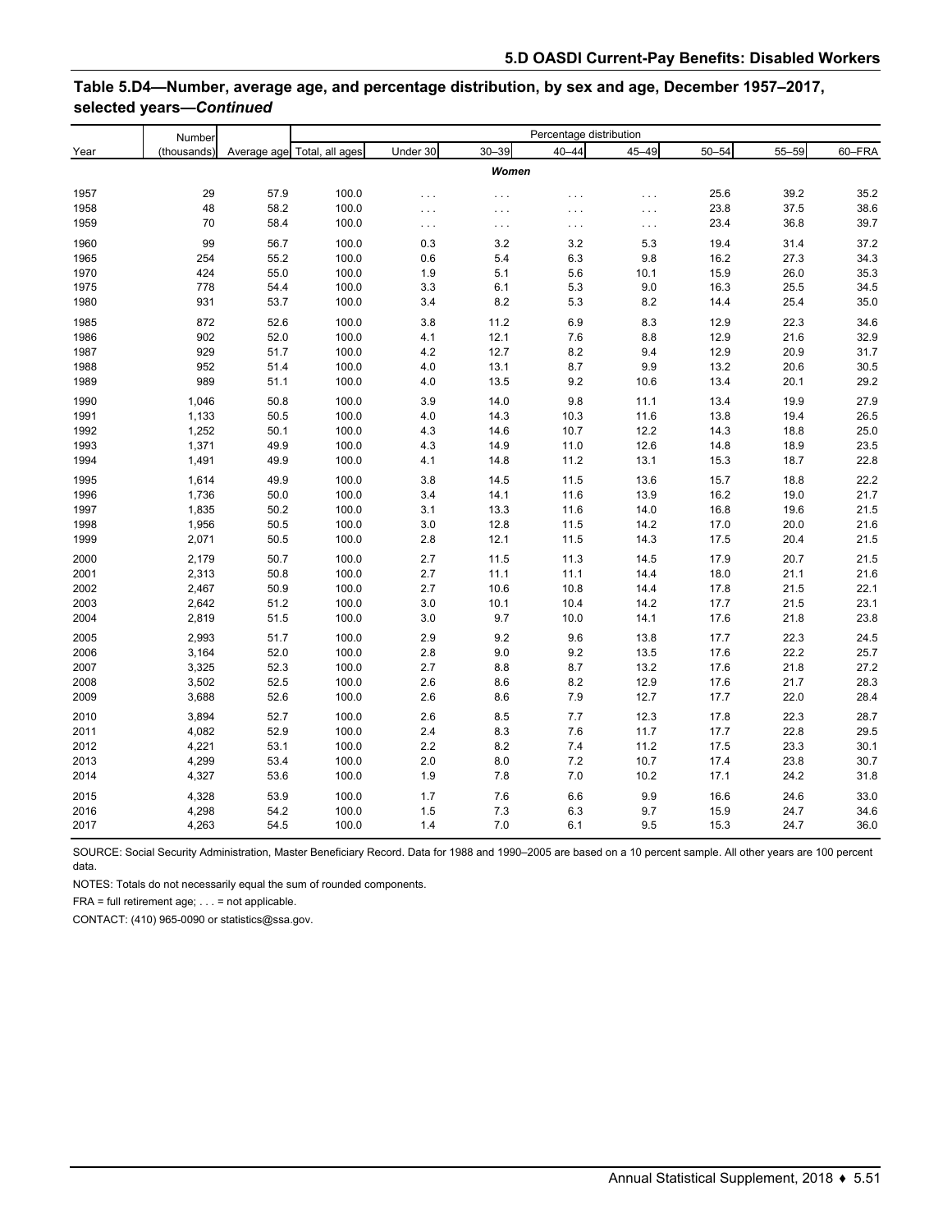## Table 5.D4—Number, average age, and percentage distribution, by sex and age, December 1957–2017, selected years—*Continued*

| Year | Number (thousands) | Average age | Percentage distribution | | | | | | | |
|---|---|---|---|---|---|---|---|---|---|---|
| | | | Total, all ages | Under 30 | 30–39 | 40–44 | 45–49 | 50–54 | 55–59 | 60–FRA |
| | | | | | | *Women* | | | | |
| 1957 | 29 | 57.9 | 100.0 | . . . | . . . | . . . | . . . | 25.6 | 39.2 | 35.2 |
| 1958 | 48 | 58.2 | 100.0 | . . . | . . . | . . . | . . . | 23.8 | 37.5 | 38.6 |
| 1959 | 70 | 58.4 | 100.0 | . . . | . . . | . . . | . . . | 23.4 | 36.8 | 39.7 |
| 1960 | 99 | 56.7 | 100.0 | 0.3 | 3.2 | 3.2 | 5.3 | 19.4 | 31.4 | 37.2 |
| 1965 | 254 | 55.2 | 100.0 | 0.6 | 5.4 | 6.3 | 9.8 | 16.2 | 27.3 | 34.3 |
| 1970 | 424 | 55.0 | 100.0 | 1.9 | 5.1 | 5.6 | 10.1 | 15.9 | 26.0 | 35.3 |
| 1975 | 778 | 54.4 | 100.0 | 3.3 | 6.1 | 5.3 | 9.0 | 16.3 | 25.5 | 34.5 |
| 1980 | 931 | 53.7 | 100.0 | 3.4 | 8.2 | 5.3 | 8.2 | 14.4 | 25.4 | 35.0 |
| 1985 | 872 | 52.6 | 100.0 | 3.8 | 11.2 | 6.9 | 8.3 | 12.9 | 22.3 | 34.6 |
| 1986 | 902 | 52.0 | 100.0 | 4.1 | 12.1 | 7.6 | 8.8 | 12.9 | 21.6 | 32.9 |
| 1987 | 929 | 51.7 | 100.0 | 4.2 | 12.7 | 8.2 | 9.4 | 12.9 | 20.9 | 31.7 |
| 1988 | 952 | 51.4 | 100.0 | 4.0 | 13.1 | 8.7 | 9.9 | 13.2 | 20.6 | 30.5 |
| 1989 | 989 | 51.1 | 100.0 | 4.0 | 13.5 | 9.2 | 10.6 | 13.4 | 20.1 | 29.2 |
| 1990 | 1,046 | 50.8 | 100.0 | 3.9 | 14.0 | 9.8 | 11.1 | 13.4 | 19.9 | 27.9 |
| 1991 | 1,133 | 50.5 | 100.0 | 4.0 | 14.3 | 10.3 | 11.6 | 13.8 | 19.4 | 26.5 |
| 1992 | 1,252 | 50.1 | 100.0 | 4.3 | 14.6 | 10.7 | 12.2 | 14.3 | 18.8 | 25.0 |
| 1993 | 1,371 | 49.9 | 100.0 | 4.3 | 14.9 | 11.0 | 12.6 | 14.8 | 18.9 | 23.5 |
| 1994 | 1,491 | 49.9 | 100.0 | 4.1 | 14.8 | 11.2 | 13.1 | 15.3 | 18.7 | 22.8 |
| 1995 | 1,614 | 49.9 | 100.0 | 3.8 | 14.5 | 11.5 | 13.6 | 15.7 | 18.8 | 22.2 |
| 1996 | 1,736 | 50.0 | 100.0 | 3.4 | 14.1 | 11.6 | 13.9 | 16.2 | 19.0 | 21.7 |
| 1997 | 1,835 | 50.2 | 100.0 | 3.1 | 13.3 | 11.6 | 14.0 | 16.8 | 19.6 | 21.5 |
| 1998 | 1,956 | 50.5 | 100.0 | 3.0 | 12.8 | 11.5 | 14.2 | 17.0 | 20.0 | 21.6 |
| 1999 | 2,071 | 50.5 | 100.0 | 2.8 | 12.1 | 11.5 | 14.3 | 17.5 | 20.4 | 21.5 |
| 2000 | 2,179 | 50.7 | 100.0 | 2.7 | 11.5 | 11.3 | 14.5 | 17.9 | 20.7 | 21.5 |
| 2001 | 2,313 | 50.8 | 100.0 | 2.7 | 11.1 | 11.1 | 14.4 | 18.0 | 21.1 | 21.6 |
| 2002 | 2,467 | 50.9 | 100.0 | 2.7 | 10.6 | 10.8 | 14.4 | 17.8 | 21.5 | 22.1 |
| 2003 | 2,642 | 51.2 | 100.0 | 3.0 | 10.1 | 10.4 | 14.2 | 17.7 | 21.5 | 23.1 |
| 2004 | 2,819 | 51.5 | 100.0 | 3.0 | 9.7 | 10.0 | 14.1 | 17.6 | 21.8 | 23.8 |
| 2005 | 2,993 | 51.7 | 100.0 | 2.9 | 9.2 | 9.6 | 13.8 | 17.7 | 22.3 | 24.5 |
| 2006 | 3,164 | 52.0 | 100.0 | 2.8 | 9.0 | 9.2 | 13.5 | 17.6 | 22.2 | 25.7 |
| 2007 | 3,325 | 52.3 | 100.0 | 2.7 | 8.8 | 8.7 | 13.2 | 17.6 | 21.8 | 27.2 |
| 2008 | 3,502 | 52.5 | 100.0 | 2.6 | 8.6 | 8.2 | 12.9 | 17.6 | 21.7 | 28.3 |
| 2009 | 3,688 | 52.6 | 100.0 | 2.6 | 8.6 | 7.9 | 12.7 | 17.7 | 22.0 | 28.4 |
| 2010 | 3,894 | 52.7 | 100.0 | 2.6 | 8.5 | 7.7 | 12.3 | 17.8 | 22.3 | 28.7 |
| 2011 | 4,082 | 52.9 | 100.0 | 2.4 | 8.3 | 7.6 | 11.7 | 17.7 | 22.8 | 29.5 |
| 2012 | 4,221 | 53.1 | 100.0 | 2.2 | 8.2 | 7.4 | 11.2 | 17.5 | 23.3 | 30.1 |
| 2013 | 4,299 | 53.4 | 100.0 | 2.0 | 8.0 | 7.2 | 10.7 | 17.4 | 23.8 | 30.7 |
| 2014 | 4,327 | 53.6 | 100.0 | 1.9 | 7.8 | 7.0 | 10.2 | 17.1 | 24.2 | 31.8 |
| 2015 | 4,328 | 53.9 | 100.0 | 1.7 | 7.6 | 6.6 | 9.9 | 16.6 | 24.6 | 33.0 |
| 2016 | 4,298 | 54.2 | 100.0 | 1.5 | 7.3 | 6.3 | 9.7 | 15.9 | 24.7 | 34.6 |
| 2017 | 4,263 | 54.5 | 100.0 | 1.4 | 7.0 | 6.1 | 9.5 | 15.3 | 24.7 | 36.0 |

SOURCE: Social Security Administration, Master Beneficiary Record. Data for 1988 and 1990–2005 are based on a 10 percent sample. All other years are 100 percent data.

NOTES: Totals do not necessarily equal the sum of rounded components.

FRA = full retirement age; . . . = not applicable.

CONTACT: (410) 965-0090 or statistics@ssa.gov.